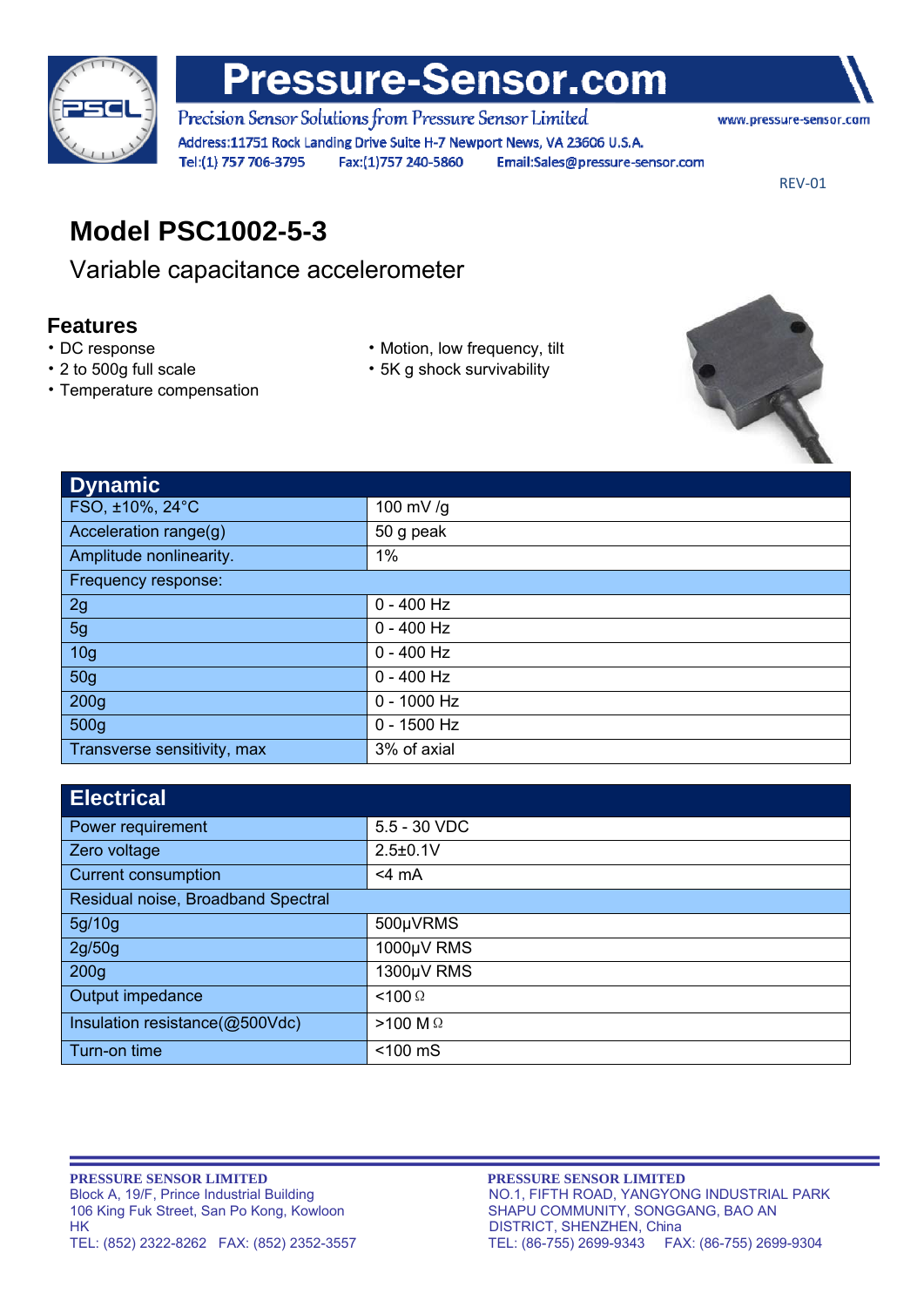# Pressure-Sensor.com

Precision Sensor Solutions from Pressure Sensor Limited

www.pressure-sensor.com

Address:11751 Rock Landing Drive Suite H-7 Newport News, VA 23606 U.S.A.

Tel:(1) 757 706-3795 Fax:(1)757 240-5860 Email:Sales@pressure-sensor.com

REV-01

## Model PSC1002-5-3

Variable capacitance accelerometer

### Features

- DC response
- 2 to 500g full scale
- Temperature compensation
- Motion, low frequency, tilt
- 5K g shock survivability

| Dynamic | |
|---|---|
| FSO, ±10%, 24°C | 100 mV /g |
| Acceleration range(g) | 50 g peak |
| Amplitude nonlinearity. | 1% |
| Frequency response: | |
| 2g | 0 - 400 Hz |
| 5g | 0 - 400 Hz |
| 10g | 0 - 400 Hz |
| 50g | 0 - 400 Hz |
| 200g | 0 - 1000 Hz |
| 500g | 0 - 1500 Hz |
| Transverse sensitivity, max | 3% of axial |

| Electrical | |
|---|---|
| Power requirement | 5.5 - 30 VDC |
| Zero voltage | 2.5±0.1V |
| Current consumption | <4 mA |
| Residual noise, Broadband Spectral | |
| 5g/10g | 500μVRMS |
| 2g/50g | 1000μV RMS |
| 200g | 1300μV RMS |
| Output impedance | <100 Ω |
| Insulation resistance(@500Vdc) | >100 M Ω |
| Turn-on time | <100 mS |

**PRESSURE SENSOR LIMITED**
Block A, 19/F, Prince Industrial Building
106 King Fuk Street, San Po Kong, Kowloon
HK
TEL: (852) 2322-8262 FAX: (852) 2352-3557

**PRESSURE SENSOR LIMITED**
NO.1, FIFTH ROAD, YANGYONG INDUSTRIAL PARK
SHAPU COMMUNITY, SONGGANG, BAO AN
DISTRICT, SHENZHEN, China
TEL: (86-755) 2699-9343 FAX: (86-755) 2699-9304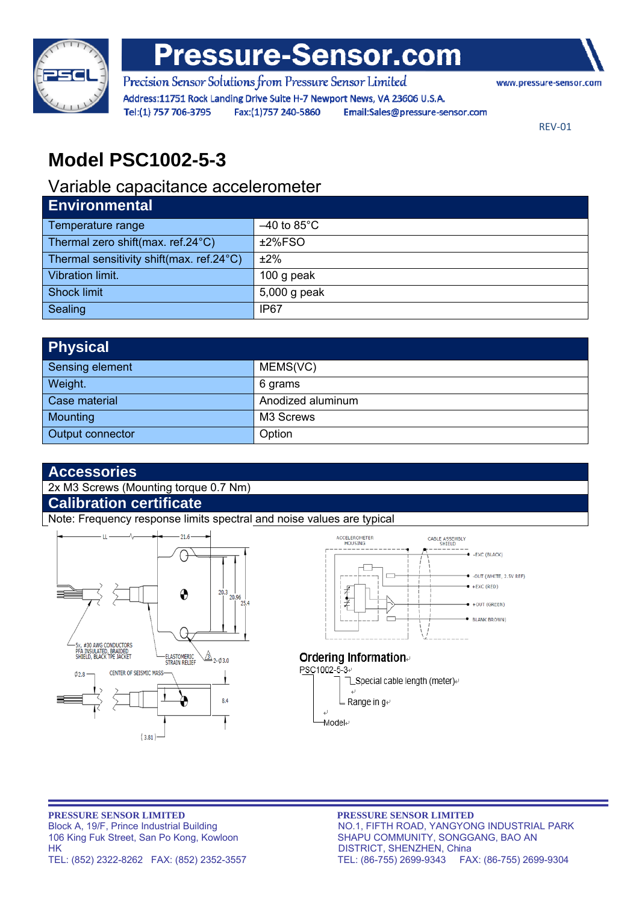REV-01

# Model PSC1002-5-3

## Variable capacitance accelerometer

| Environmental | |
|---|---|
| Temperature range | –40 to 85°C |
| Thermal zero shift(max. ref.24°C) | ±2%FSO |
| Thermal sensitivity shift(max. ref.24°C) | ±2% |
| Vibration limit. | 100 g peak |
| Shock limit | 5,000 g peak |
| Sealing | IP67 |

| Physical | |
|---|---|
| Sensing element | MEMS(VC) |
| Weight. | 6 grams |
| Case material | Anodized aluminum |
| Mounting | M3 Screws |
| Output connector | Option |

## Accessories

2x M3 Screws (Mounting torque 0.7 Nm)

## Calibration certificate

Note: Frequency response limits spectral and noise values are typical

LL
21.6
20.3
20.96
25.4
5x, #30 AWG CONDUCTORS
PFA INSULATED, BRAIDED
SHIELD, BLACK TPE JACKET
ELASTOMERIC
STRAIN RELIEF
2-Ø3.0
Ø2.8
CENTER OF SEISMIC MASS
8.4
(3.81)

ACCELEROMETER
HOUSING
CABLE ASSEMBLY
SHIELD
-EXC (BLACK)
-OUT (WHITE, 2.5V REF)
+EXC (RED)
+OUT (GREEN)
BLANK BROWN)

### Ordering Information

PSC1002-5-3

- Special cable length (meter)
- Range in g
- Model

---

**PRESSURE SENSOR LIMITED**
Block A, 19/F, Prince Industrial Building
106 King Fuk Street, San Po Kong, Kowloon
HK
TEL: (852) 2322-8262 FAX: (852) 2352-3557

**PRESSURE SENSOR LIMITED**
NO.1, FIFTH ROAD, YANGYONG INDUSTRIAL PARK
SHAPU COMMUNITY, SONGGANG, BAO AN
DISTRICT, SHENZHEN, China
TEL: (86-755) 2699-9343 FAX: (86-755) 2699-9304